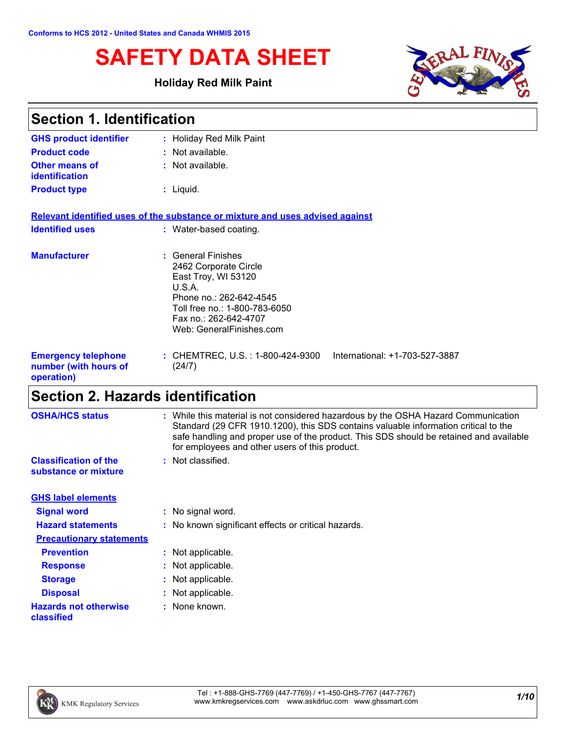Conforms to HCS 2012 - United States and Canada WHMIS 2015

# SAFETY DATA SHEET

**Holiday Red Milk Paint**

## Section 1. Identification

| | |
|---|---|
| **GHS product identifier** | : Holiday Red Milk Paint |
| **Product code** | : Not available. |
| **Other means of identification** | : Not available. |
| **Product type** | : Liquid. |

**Relevant identified uses of the substance or mixture and uses advised against**

| | |
|---|---|
| **Identified uses** | : Water-based coating. |
| **Manufacturer** | : General Finishes<br>2462 Corporate Circle<br>East Troy, WI 53120<br>U.S.A.<br>Phone no.: 262-642-4545<br>Toll free no.: 1-800-783-6050<br>Fax no.: 262-642-4707<br>Web: GeneralFinishes.com |
| **Emergency telephone number (with hours of operation)** | : CHEMTREC, U.S. : 1-800-424-9300 International: +1-703-527-3887 (24/7) |

## Section 2. Hazards identification

| | |
|---|---|
| **OSHA/HCS status** | : While this material is not considered hazardous by the OSHA Hazard Communication Standard (29 CFR 1910.1200), this SDS contains valuable information critical to the safe handling and proper use of the product. This SDS should be retained and available for employees and other users of this product. |
| **Classification of the substance or mixture** | : Not classified. |

**GHS label elements**

| | |
|---|---|
| **Signal word** | : No signal word. |
| **Hazard statements** | : No known significant effects or critical hazards. |

**Precautionary statements**

| | |
|---|---|
| **Prevention** | : Not applicable. |
| **Response** | : Not applicable. |
| **Storage** | : Not applicable. |
| **Disposal** | : Not applicable. |
| **Hazards not otherwise classified** | : None known. |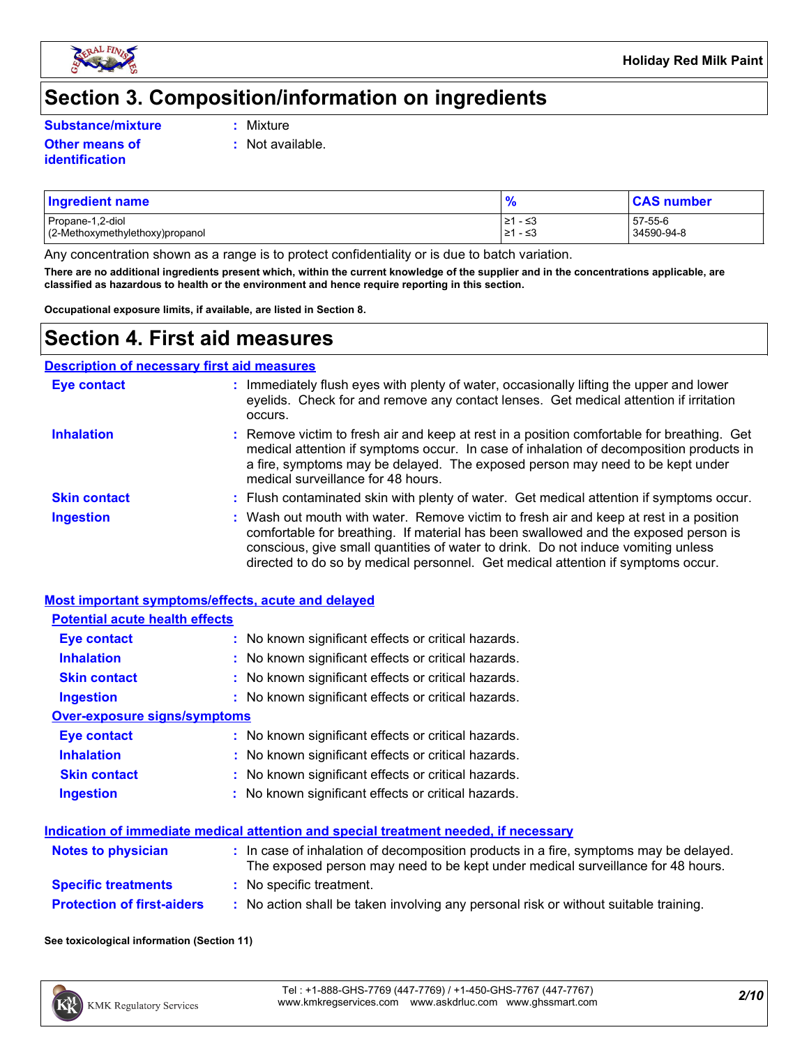# Section 3. Composition/information on ingredients

**Substance/mixture** : Mixture

**Other means of identification** : Not available.

| Ingredient name | % | CAS number |
|---|---|---|
| Propane-1,2-diol | ≥1 - ≤3 | 57-55-6 |
| (2-Methoxymethylethoxy)propanol | ≥1 - ≤3 | 34590-94-8 |

Any concentration shown as a range is to protect confidentiality or is due to batch variation.

**There are no additional ingredients present which, within the current knowledge of the supplier and in the concentrations applicable, are classified as hazardous to health or the environment and hence require reporting in this section.**

**Occupational exposure limits, if available, are listed in Section 8.**

# Section 4. First aid measures

## Description of necessary first aid measures

**Eye contact** : Immediately flush eyes with plenty of water, occasionally lifting the upper and lower eyelids. Check for and remove any contact lenses. Get medical attention if irritation occurs.

**Inhalation** : Remove victim to fresh air and keep at rest in a position comfortable for breathing. Get medical attention if symptoms occur. In case of inhalation of decomposition products in a fire, symptoms may be delayed. The exposed person may need to be kept under medical surveillance for 48 hours.

**Skin contact** : Flush contaminated skin with plenty of water. Get medical attention if symptoms occur.

**Ingestion** : Wash out mouth with water. Remove victim to fresh air and keep at rest in a position comfortable for breathing. If material has been swallowed and the exposed person is conscious, give small quantities of water to drink. Do not induce vomiting unless directed to do so by medical personnel. Get medical attention if symptoms occur.

## Most important symptoms/effects, acute and delayed

### Potential acute health effects

**Eye contact** : No known significant effects or critical hazards.

**Inhalation** : No known significant effects or critical hazards.

**Skin contact** : No known significant effects or critical hazards.

**Ingestion** : No known significant effects or critical hazards.

### Over-exposure signs/symptoms

**Eye contact** : No known significant effects or critical hazards.

**Inhalation** : No known significant effects or critical hazards.

**Skin contact** : No known significant effects or critical hazards.

**Ingestion** : No known significant effects or critical hazards.

## Indication of immediate medical attention and special treatment needed, if necessary

**Notes to physician** : In case of inhalation of decomposition products in a fire, symptoms may be delayed. The exposed person may need to be kept under medical surveillance for 48 hours.

**Specific treatments** : No specific treatment.

**Protection of first-aiders** : No action shall be taken involving any personal risk or without suitable training.

**See toxicological information (Section 11)**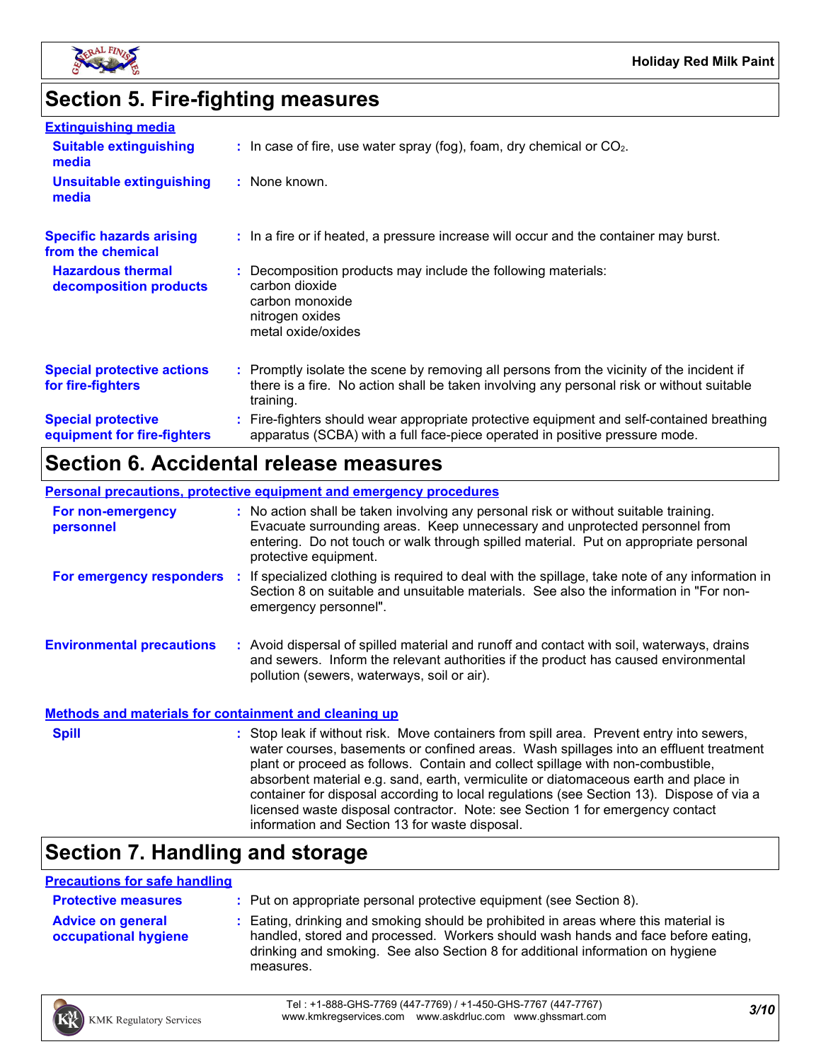# Section 5. Fire-fighting measures

### Extinguishing media

**Suitable extinguishing media** : In case of fire, use water spray (fog), foam, dry chemical or $CO_2$.

**Unsuitable extinguishing media** : None known.

**Specific hazards arising from the chemical** : In a fire or if heated, a pressure increase will occur and the container may burst.

**Hazardous thermal decomposition products** : Decomposition products may include the following materials:
carbon dioxide
carbon monoxide
nitrogen oxides
metal oxide/oxides

**Special protective actions for fire-fighters** : Promptly isolate the scene by removing all persons from the vicinity of the incident if there is a fire. No action shall be taken involving any personal risk or without suitable training.

**Special protective equipment for fire-fighters** : Fire-fighters should wear appropriate protective equipment and self-contained breathing apparatus (SCBA) with a full face-piece operated in positive pressure mode.

# Section 6. Accidental release measures

### Personal precautions, protective equipment and emergency procedures

**For non-emergency personnel** : No action shall be taken involving any personal risk or without suitable training. Evacuate surrounding areas. Keep unnecessary and unprotected personnel from entering. Do not touch or walk through spilled material. Put on appropriate personal protective equipment.

**For emergency responders** : If specialized clothing is required to deal with the spillage, take note of any information in Section 8 on suitable and unsuitable materials. See also the information in "For non-emergency personnel".

**Environmental precautions** : Avoid dispersal of spilled material and runoff and contact with soil, waterways, drains and sewers. Inform the relevant authorities if the product has caused environmental pollution (sewers, waterways, soil or air).

### Methods and materials for containment and cleaning up

**Spill** : Stop leak if without risk. Move containers from spill area. Prevent entry into sewers, water courses, basements or confined areas. Wash spillages into an effluent treatment plant or proceed as follows. Contain and collect spillage with non-combustible, absorbent material e.g. sand, earth, vermiculite or diatomaceous earth and place in container for disposal according to local regulations (see Section 13). Dispose of via a licensed waste disposal contractor. Note: see Section 1 for emergency contact information and Section 13 for waste disposal.

# Section 7. Handling and storage

### Precautions for safe handling

**Protective measures** : Put on appropriate personal protective equipment (see Section 8).

**Advice on general occupational hygiene** : Eating, drinking and smoking should be prohibited in areas where this material is handled, stored and processed. Workers should wash hands and face before eating, drinking and smoking. See also Section 8 for additional information on hygiene measures.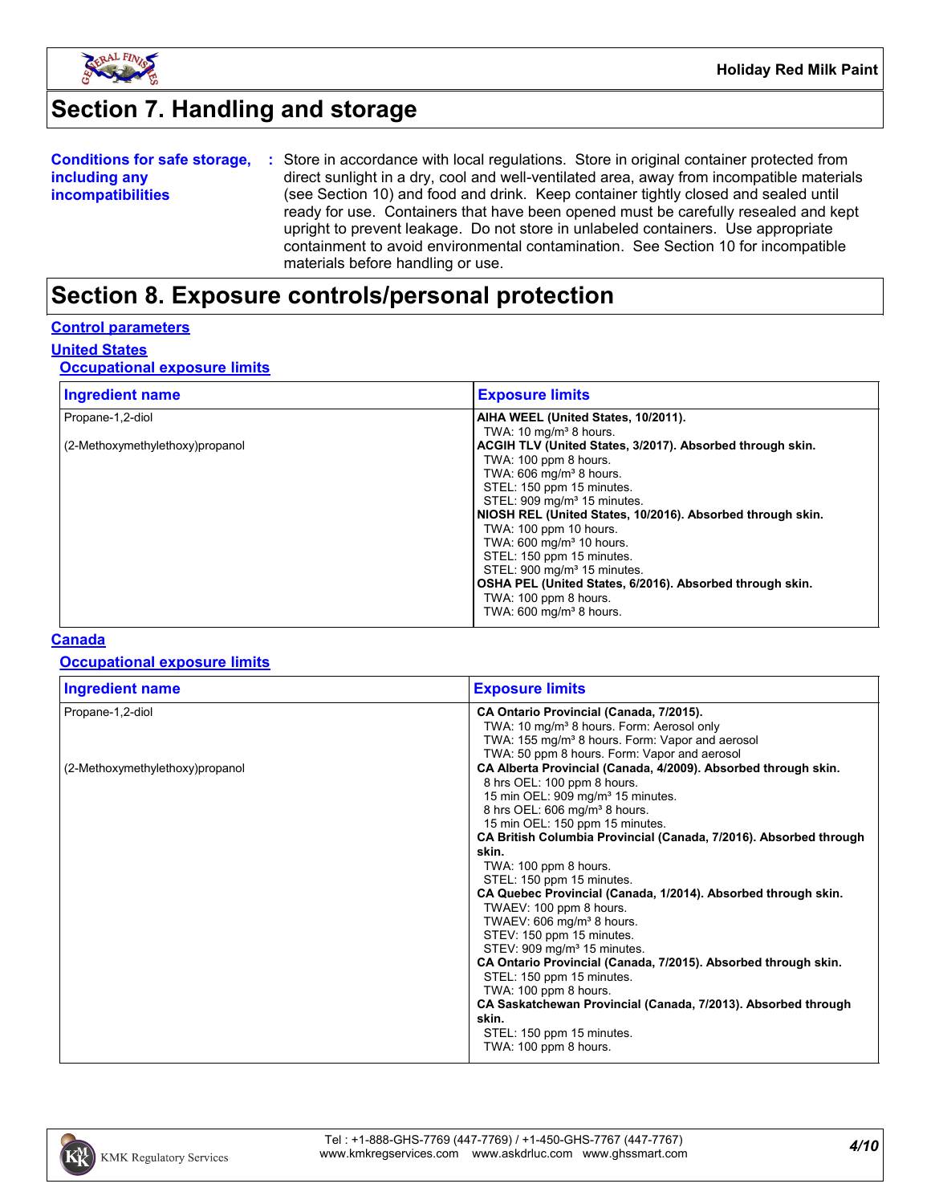# Section 7. Handling and storage

**Conditions for safe storage, including any incompatibilities** : Store in accordance with local regulations. Store in original container protected from direct sunlight in a dry, cool and well-ventilated area, away from incompatible materials (see Section 10) and food and drink. Keep container tightly closed and sealed until ready for use. Containers that have been opened must be carefully resealed and kept upright to prevent leakage. Do not store in unlabeled containers. Use appropriate containment to avoid environmental contamination. See Section 10 for incompatible materials before handling or use.

# Section 8. Exposure controls/personal protection

## Control parameters

### United States

#### Occupational exposure limits

| Ingredient name | Exposure limits |
|---|---|
| Propane-1,2-diol | **AIHA WEEL (United States, 10/2011).**<br>TWA: 10 mg/m³ 8 hours. |
| (2-Methoxymethylethoxy)propanol | **ACGIH TLV (United States, 3/2017). Absorbed through skin.**<br>TWA: 100 ppm 8 hours.<br>TWA: 606 mg/m³ 8 hours.<br>STEL: 150 ppm 15 minutes.<br>STEL: 909 mg/m³ 15 minutes.<br>**NIOSH REL (United States, 10/2016). Absorbed through skin.**<br>TWA: 100 ppm 10 hours.<br>TWA: 600 mg/m³ 10 hours.<br>STEL: 150 ppm 15 minutes.<br>STEL: 900 mg/m³ 15 minutes.<br>**OSHA PEL (United States, 6/2016). Absorbed through skin.**<br>TWA: 100 ppm 8 hours.<br>TWA: 600 mg/m³ 8 hours. |

### Canada

#### Occupational exposure limits

| Ingredient name | Exposure limits |
|---|---|
| Propane-1,2-diol | **CA Ontario Provincial (Canada, 7/2015).**<br>TWA: 10 mg/m³ 8 hours. Form: Aerosol only<br>TWA: 155 mg/m³ 8 hours. Form: Vapor and aerosol<br>TWA: 50 ppm 8 hours. Form: Vapor and aerosol |
| (2-Methoxymethylethoxy)propanol | **CA Alberta Provincial (Canada, 4/2009). Absorbed through skin.**<br>8 hrs OEL: 100 ppm 8 hours.<br>15 min OEL: 909 mg/m³ 15 minutes.<br>8 hrs OEL: 606 mg/m³ 8 hours.<br>15 min OEL: 150 ppm 15 minutes.<br>**CA British Columbia Provincial (Canada, 7/2016). Absorbed through skin.**<br>TWA: 100 ppm 8 hours.<br>STEL: 150 ppm 15 minutes.<br>**CA Quebec Provincial (Canada, 1/2014). Absorbed through skin.**<br>TWAEV: 100 ppm 8 hours.<br>TWAEV: 606 mg/m³ 8 hours.<br>STEV: 150 ppm 15 minutes.<br>STEV: 909 mg/m³ 15 minutes.<br>**CA Ontario Provincial (Canada, 7/2015). Absorbed through skin.**<br>STEL: 150 ppm 15 minutes.<br>TWA: 100 ppm 8 hours.<br>**CA Saskatchewan Provincial (Canada, 7/2013). Absorbed through skin.**<br>STEL: 150 ppm 15 minutes.<br>TWA: 100 ppm 8 hours. |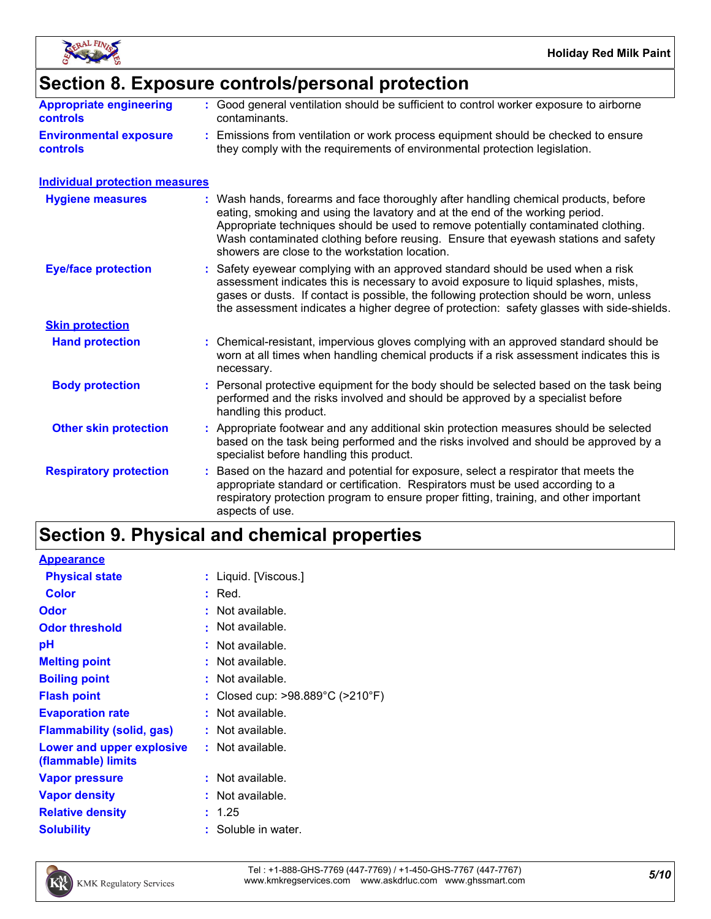## Section 8. Exposure controls/personal protection

**Appropriate engineering controls** : Good general ventilation should be sufficient to control worker exposure to airborne contaminants.

**Environmental exposure controls** : Emissions from ventilation or work process equipment should be checked to ensure they comply with the requirements of environmental protection legislation.

**Individual protection measures**

**Hygiene measures** : Wash hands, forearms and face thoroughly after handling chemical products, before eating, smoking and using the lavatory and at the end of the working period. Appropriate techniques should be used to remove potentially contaminated clothing. Wash contaminated clothing before reusing. Ensure that eyewash stations and safety showers are close to the workstation location.

**Eye/face protection** : Safety eyewear complying with an approved standard should be used when a risk assessment indicates this is necessary to avoid exposure to liquid splashes, mists, gases or dusts. If contact is possible, the following protection should be worn, unless the assessment indicates a higher degree of protection: safety glasses with side-shields.

**Skin protection**

**Hand protection** : Chemical-resistant, impervious gloves complying with an approved standard should be worn at all times when handling chemical products if a risk assessment indicates this is necessary.

**Body protection** : Personal protective equipment for the body should be selected based on the task being performed and the risks involved and should be approved by a specialist before handling this product.

**Other skin protection** : Appropriate footwear and any additional skin protection measures should be selected based on the task being performed and the risks involved and should be approved by a specialist before handling this product.

**Respiratory protection** : Based on the hazard and potential for exposure, select a respirator that meets the appropriate standard or certification. Respirators must be used according to a respiratory protection program to ensure proper fitting, training, and other important aspects of use.

## Section 9. Physical and chemical properties

**Appearance**

**Physical state** : Liquid. [Viscous.]

**Color** : Red.

**Odor** : Not available.

**Odor threshold** : Not available.

**pH** : Not available.

**Melting point** : Not available.

**Boiling point** : Not available.

**Flash point** : Closed cup: >98.889°C (>210°F)

**Evaporation rate** : Not available.

**Flammability (solid, gas)** : Not available.

**Lower and upper explosive (flammable) limits** : Not available.

**Vapor pressure** : Not available.

**Vapor density** : Not available.

**Relative density** : 1.25

**Solubility** : Soluble in water.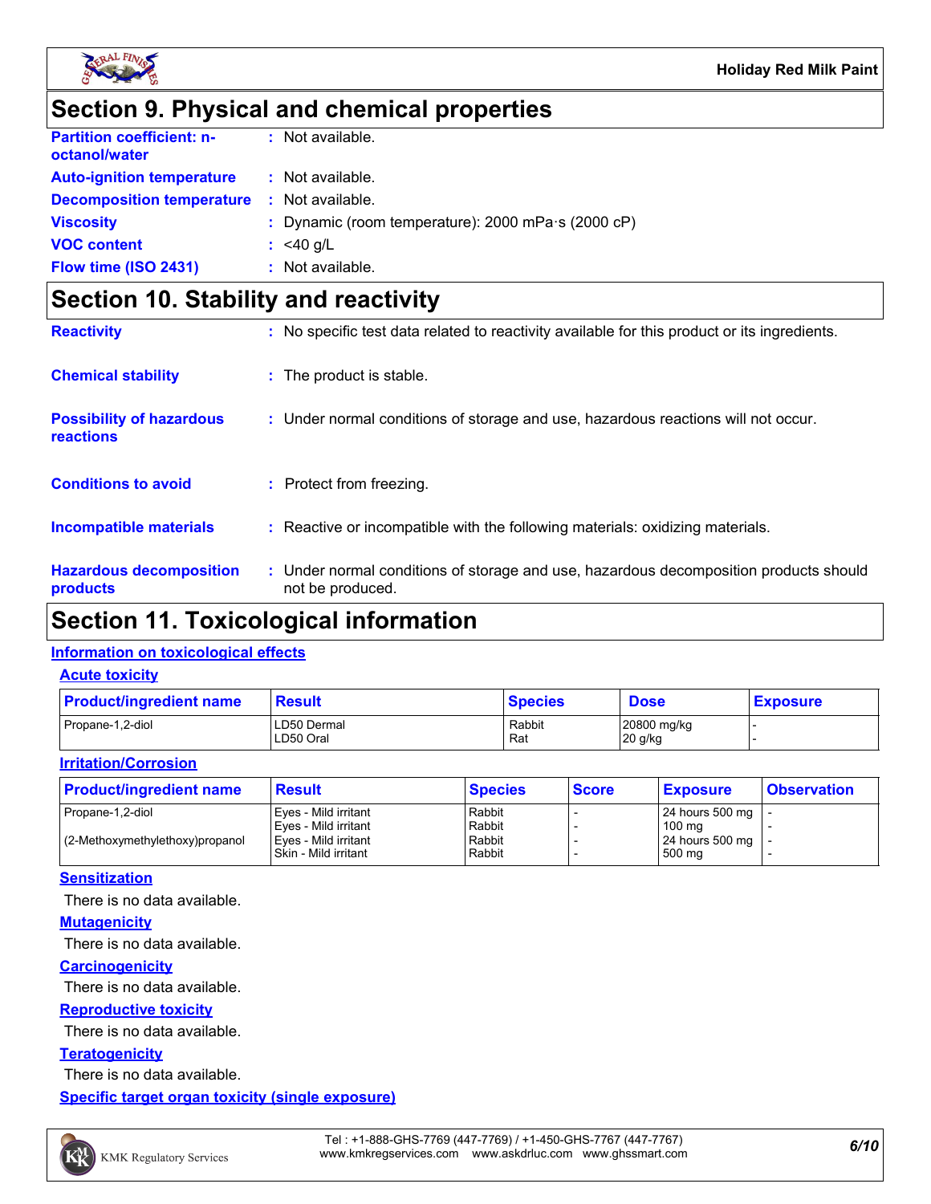## Section 9. Physical and chemical properties

**Partition coefficient: n-octanol/water** : Not available.

**Auto-ignition temperature** : Not available.

**Decomposition temperature** : Not available.

**Viscosity** : Dynamic (room temperature): 2000 mPa·s (2000 cP)

**VOC content** : <40 g/L

**Flow time (ISO 2431)** : Not available.

## Section 10. Stability and reactivity

**Reactivity** : No specific test data related to reactivity available for this product or its ingredients.

**Chemical stability** : The product is stable.

**Possibility of hazardous reactions** : Under normal conditions of storage and use, hazardous reactions will not occur.

**Conditions to avoid** : Protect from freezing.

**Incompatible materials** : Reactive or incompatible with the following materials: oxidizing materials.

**Hazardous decomposition products** : Under normal conditions of storage and use, hazardous decomposition products should not be produced.

## Section 11. Toxicological information

### Information on toxicological effects

#### Acute toxicity

| Product/ingredient name | Result | Species | Dose | Exposure |
|---|---|---|---|---|
| Propane-1,2-diol | LD50 Dermal<br>LD50 Oral | Rabbit<br>Rat | 20800 mg/kg<br>20 g/kg | -<br>- |

#### Irritation/Corrosion

| Product/ingredient name | Result | Species | Score | Exposure | Observation |
|---|---|---|---|---|---|
| Propane-1,2-diol | Eyes - Mild irritant<br>Eyes - Mild irritant | Rabbit<br>Rabbit | -<br>- | 24 hours 500 mg<br>100 mg | -<br>- |
| (2-Methoxymethylethoxy)propanol | Eyes - Mild irritant<br>Skin - Mild irritant | Rabbit<br>Rabbit | -<br>- | 24 hours 500 mg<br>500 mg | -<br>- |

#### Sensitization

There is no data available.

#### Mutagenicity

There is no data available.

#### Carcinogenicity

There is no data available.

#### Reproductive toxicity

There is no data available.

#### Teratogenicity

There is no data available.

#### Specific target organ toxicity (single exposure)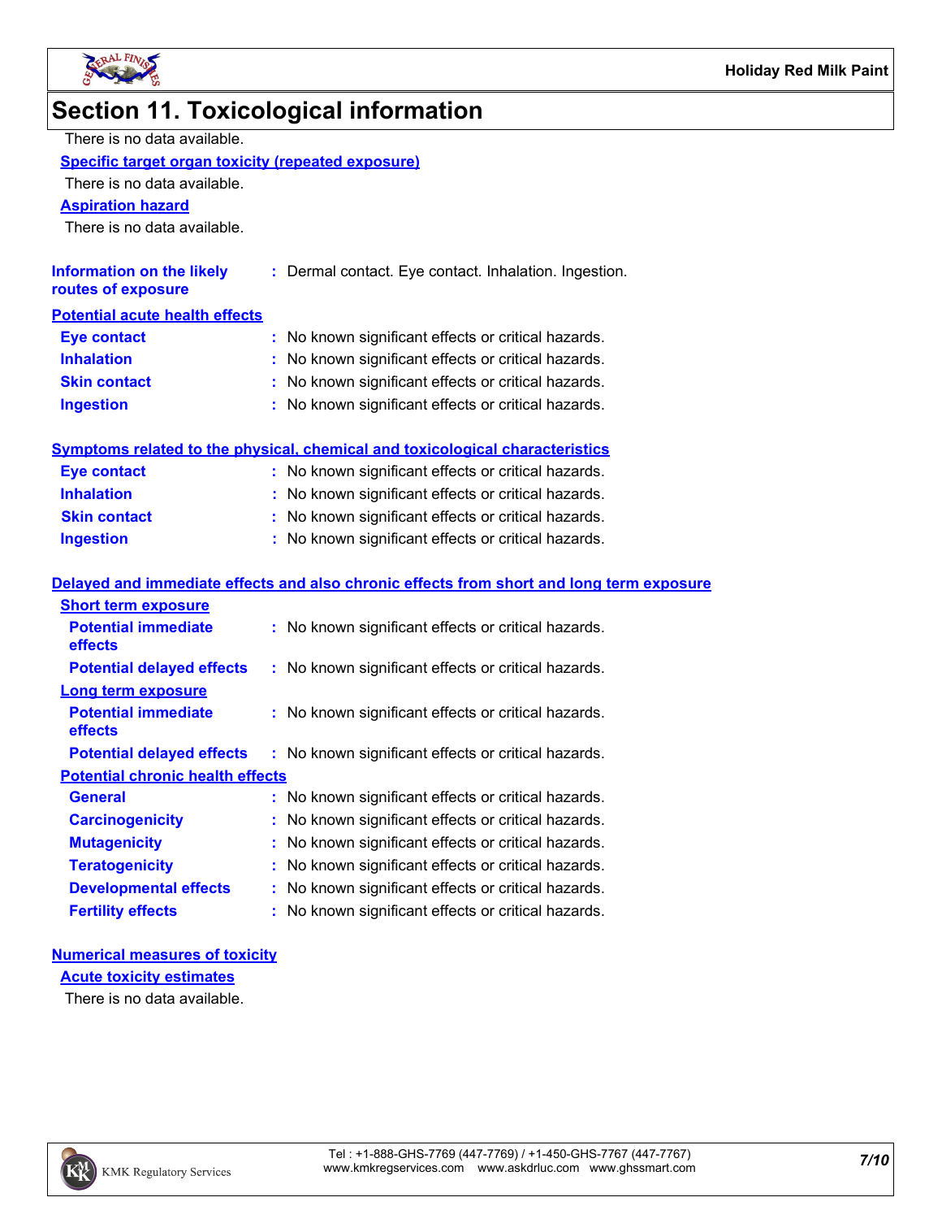## Section 11. Toxicological information

There is no data available.

**Specific target organ toxicity (repeated exposure)**

There is no data available.

**Aspiration hazard**

There is no data available.

**Information on the likely routes of exposure** : Dermal contact. Eye contact. Inhalation. Ingestion.

**Potential acute health effects**

**Eye contact** : No known significant effects or critical hazards.
**Inhalation** : No known significant effects or critical hazards.
**Skin contact** : No known significant effects or critical hazards.
**Ingestion** : No known significant effects or critical hazards.

**Symptoms related to the physical, chemical and toxicological characteristics**

**Eye contact** : No known significant effects or critical hazards.
**Inhalation** : No known significant effects or critical hazards.
**Skin contact** : No known significant effects or critical hazards.
**Ingestion** : No known significant effects or critical hazards.

**Delayed and immediate effects and also chronic effects from short and long term exposure**

**Short term exposure**

**Potential immediate effects** : No known significant effects or critical hazards.
**Potential delayed effects** : No known significant effects or critical hazards.

**Long term exposure**

**Potential immediate effects** : No known significant effects or critical hazards.
**Potential delayed effects** : No known significant effects or critical hazards.

**Potential chronic health effects**

**General** : No known significant effects or critical hazards.
**Carcinogenicity** : No known significant effects or critical hazards.
**Mutagenicity** : No known significant effects or critical hazards.
**Teratogenicity** : No known significant effects or critical hazards.
**Developmental effects** : No known significant effects or critical hazards.
**Fertility effects** : No known significant effects or critical hazards.

**Numerical measures of toxicity**

**Acute toxicity estimates**

There is no data available.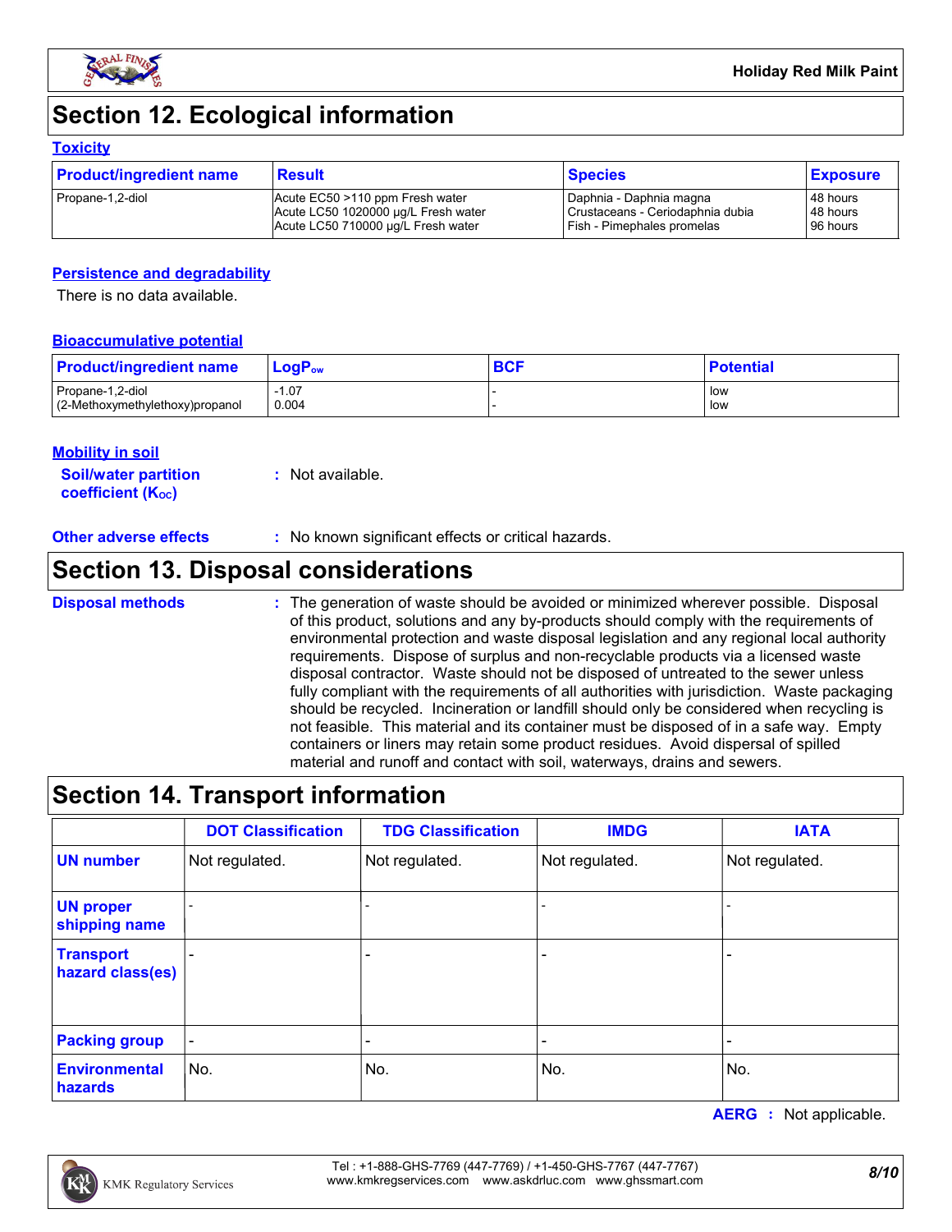## Section 12. Ecological information

### Toxicity

| Product/ingredient name | Result | Species | Exposure |
|---|---|---|---|
| Propane-1,2-diol | Acute EC50 >110 ppm Fresh water<br>Acute LC50 1020000 µg/L Fresh water<br>Acute LC50 710000 µg/L Fresh water | Daphnia - Daphnia magna<br>Crustaceans - Ceriodaphnia dubia<br>Fish - Pimephales promelas | 48 hours<br>48 hours<br>96 hours |

### Persistence and degradability

There is no data available.

### Bioaccumulative potential

| Product/ingredient name | $LogP_{ow}$ | BCF | Potential |
|---|---|---|---|
| Propane-1,2-diol<br>(2-Methoxymethylethoxy)propanol | -1.07<br>0.004 | -<br>- | low<br>low |

### Mobility in soil

**Soil/water partition coefficient ($K_{OC}$)** : Not available.

**Other adverse effects** : No known significant effects or critical hazards.

## Section 13. Disposal considerations

**Disposal methods** : The generation of waste should be avoided or minimized wherever possible. Disposal of this product, solutions and any by-products should comply with the requirements of environmental protection and waste disposal legislation and any regional local authority requirements. Dispose of surplus and non-recyclable products via a licensed waste disposal contractor. Waste should not be disposed of untreated to the sewer unless fully compliant with the requirements of all authorities with jurisdiction. Waste packaging should be recycled. Incineration or landfill should only be considered when recycling is not feasible. This material and its container must be disposed of in a safe way. Empty containers or liners may retain some product residues. Avoid dispersal of spilled material and runoff and contact with soil, waterways, drains and sewers.

## Section 14. Transport information

| | DOT Classification | TDG Classification | IMDG | IATA |
|---|---|---|---|---|
| **UN number** | Not regulated. | Not regulated. | Not regulated. | Not regulated. |
| **UN proper shipping name** | - | - | - | - |
| **Transport hazard class(es)** | - | - | - | - |
| **Packing group** | - | - | - | - |
| **Environmental hazards** | No. | No. | No. | No. |

**AERG** : Not applicable.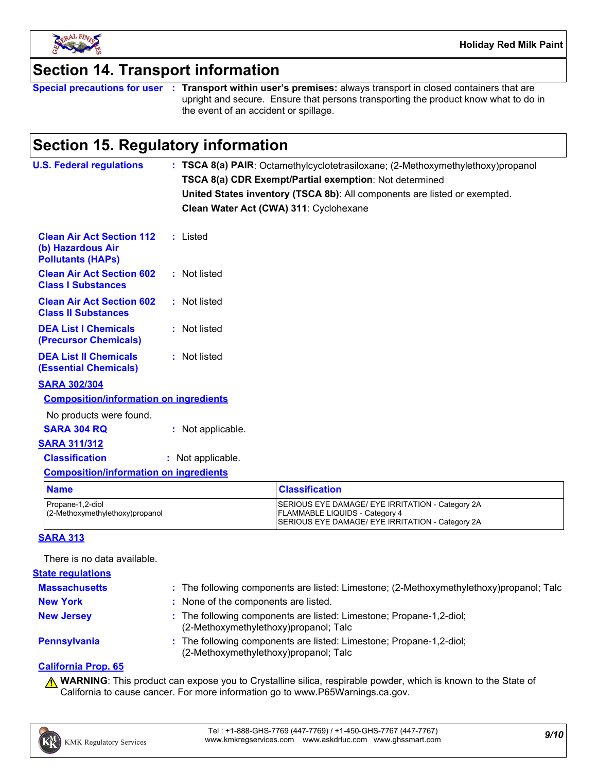## Section 14. Transport information

**Special precautions for user** : **Transport within user's premises:** always transport in closed containers that are upright and secure. Ensure that persons transporting the product know what to do in the event of an accident or spillage.

## Section 15. Regulatory information

**U.S. Federal regulations** : **TSCA 8(a) PAIR**: Octamethylcyclotetrasiloxane; (2-Methoxymethylethoxy)propanol

**TSCA 8(a) CDR Exempt/Partial exemption**: Not determined

**United States inventory (TSCA 8b)**: All components are listed or exempted.

**Clean Water Act (CWA) 311**: Cyclohexane

**Clean Air Act Section 112 (b) Hazardous Air Pollutants (HAPs)** : Listed

**Clean Air Act Section 602 Class I Substances** : Not listed

**Clean Air Act Section 602 Class II Substances** : Not listed

**DEA List I Chemicals (Precursor Chemicals)** : Not listed

**DEA List II Chemicals (Essential Chemicals)** : Not listed

**SARA 302/304**

**Composition/information on ingredients**

No products were found.

**SARA 304 RQ** : Not applicable.

**SARA 311/312**

**Classification** : Not applicable.

**Composition/information on ingredients**

| Name | Classification |
|---|---|
| Propane-1,2-diol | SERIOUS EYE DAMAGE/ EYE IRRITATION - Category 2A |
| (2-Methoxymethylethoxy)propanol | FLAMMABLE LIQUIDS - Category 4<br>SERIOUS EYE DAMAGE/ EYE IRRITATION - Category 2A |

**SARA 313**

There is no data available.

**State regulations**

**Massachusetts** : The following components are listed: Limestone; (2-Methoxymethylethoxy)propanol; Talc

**New York** : None of the components are listed.

**New Jersey** : The following components are listed: Limestone; Propane-1,2-diol; (2-Methoxymethylethoxy)propanol; Talc

**Pennsylvania** : The following components are listed: Limestone; Propane-1,2-diol; (2-Methoxymethylethoxy)propanol; Talc

**California Prop. 65**

⚠ **WARNING**: This product can expose you to Crystalline silica, respirable powder, which is known to the State of California to cause cancer. For more information go to www.P65Warnings.ca.gov.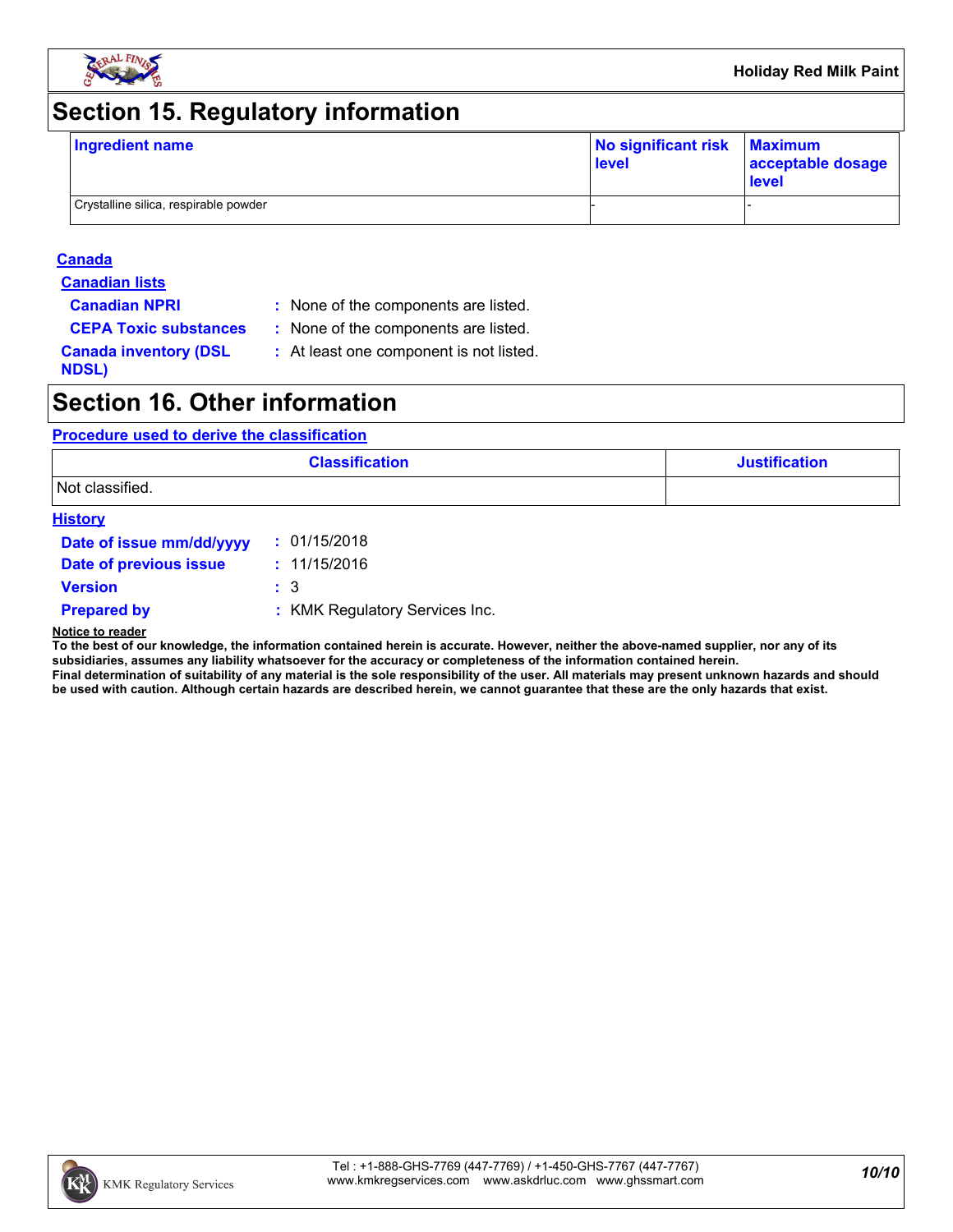# Section 15. Regulatory information

| Ingredient name | No significant risk level | Maximum acceptable dosage level |
|---|---|---|
| Crystalline silica, respirable powder | - | - |

**Canada**

**Canadian lists**

**Canadian NPRI** : None of the components are listed.

**CEPA Toxic substances** : None of the components are listed.

**Canada inventory (DSL NDSL)** : At least one component is not listed.

# Section 16. Other information

**Procedure used to derive the classification**

| Classification | Justification |
|---|---|
| Not classified. | |

**History**

**Date of issue mm/dd/yyyy** : 01/15/2018

**Date of previous issue** : 11/15/2016

**Version** : 3

**Prepared by** : KMK Regulatory Services Inc.

**Notice to reader**

**To the best of our knowledge, the information contained herein is accurate. However, neither the above-named supplier, nor any of its subsidiaries, assumes any liability whatsoever for the accuracy or completeness of the information contained herein.**
**Final determination of suitability of any material is the sole responsibility of the user. All materials may present unknown hazards and should be used with caution. Although certain hazards are described herein, we cannot guarantee that these are the only hazards that exist.**